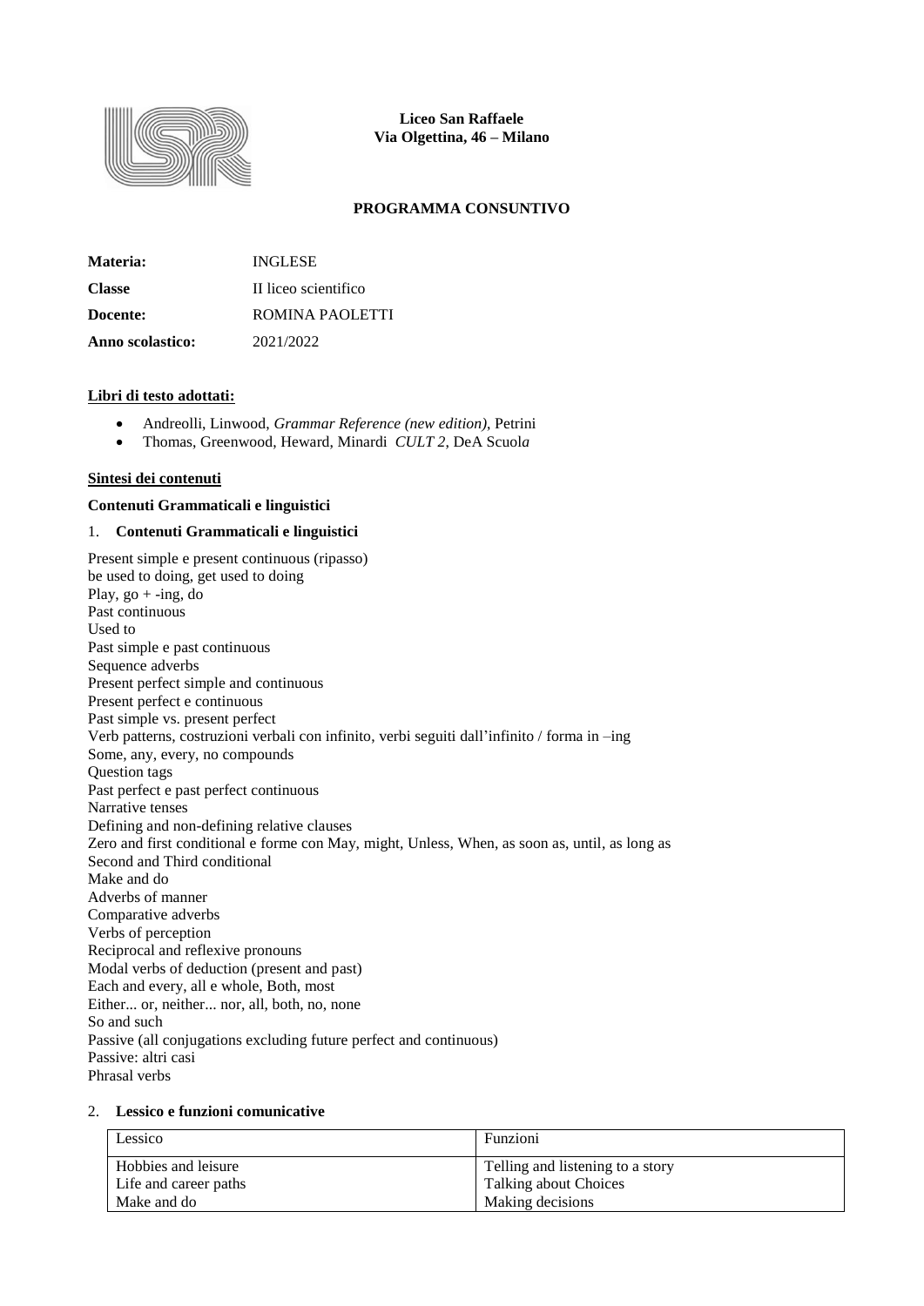**Liceo San Raffaele**
**Via Olgettina, 46 – Milano**

**PROGRAMMA CONSUNTIVO**

| | |
|---|---|
| **Materia:** | INGLESE |
| **Classe** | II liceo scientifico |
| **Docente:** | ROMINA PAOLETTI |
| **Anno scolastico:** | 2021/2022 |

**Libri di testo adottati:**

- Andreolli, Linwood, *Grammar Reference (new edition)*, Petrini
- Thomas, Greenwood, Heward, Minardi *CULT 2*, DeA Scuol*a*

**Sintesi dei contenuti**

**Contenuti Grammaticali e linguistici**

1. **Contenuti Grammaticali e linguistici**

Present simple e present continuous (ripasso)
be used to doing, get used to doing
Play, go + -ing, do
Past continuous
Used to
Past simple e past continuous
Sequence adverbs
Present perfect simple and continuous
Present perfect e continuous
Past simple vs. present perfect
Verb patterns, costruzioni verbali con infinito, verbi seguiti dall'infinito / forma in –ing
Some, any, every, no compounds
Question tags
Past perfect e past perfect continuous
Narrative tenses
Defining and non-defining relative clauses
Zero and first conditional e forme con May, might, Unless, When, as soon as, until, as long as
Second and Third conditional
Make and do
Adverbs of manner
Comparative adverbs
Verbs of perception
Reciprocal and reflexive pronouns
Modal verbs of deduction (present and past)
Each and every, all e whole, Both, most
Either... or, neither... nor, all, both, no, none
So and such
Passive (all conjugations excluding future perfect and continuous)
Passive: altri casi
Phrasal verbs

2. **Lessico e funzioni comunicative**

| Lessico | Funzioni |
|---|---|
| Hobbies and leisure<br>Life and career paths<br>Make and do | Telling and listening to a story<br>Talking about Choices<br>Making decisions |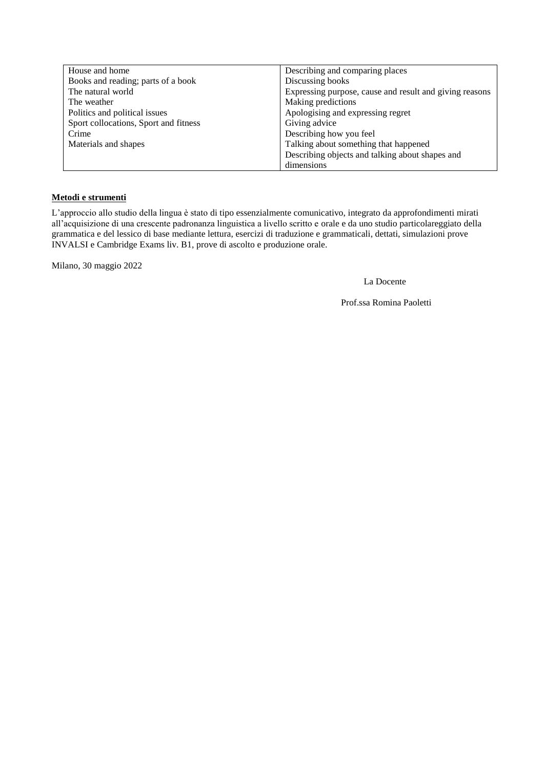| | |
|---|---|
| House and home | Describing and comparing places |
| Books and reading; parts of a book | Discussing books |
| The natural world | Expressing purpose, cause and result and giving reasons |
| The weather | Making predictions |
| Politics and political issues | Apologising and expressing regret |
| Sport collocations, Sport and fitness | Giving advice |
| Crime | Describing how you feel |
| Materials and shapes | Talking about something that happened |
| | Describing objects and talking about shapes and dimensions |

**Metodi e strumenti**

L'approccio allo studio della lingua è stato di tipo essenzialmente comunicativo, integrato da approfondimenti mirati all'acquisizione di una crescente padronanza linguistica a livello scritto e orale e da uno studio particolareggiato della grammatica e del lessico di base mediante lettura, esercizi di traduzione e grammaticali, dettati, simulazioni prove INVALSI e Cambridge Exams liv. B1, prove di ascolto e produzione orale.

Milano, 30 maggio 2022

La Docente

Prof.ssa Romina Paoletti